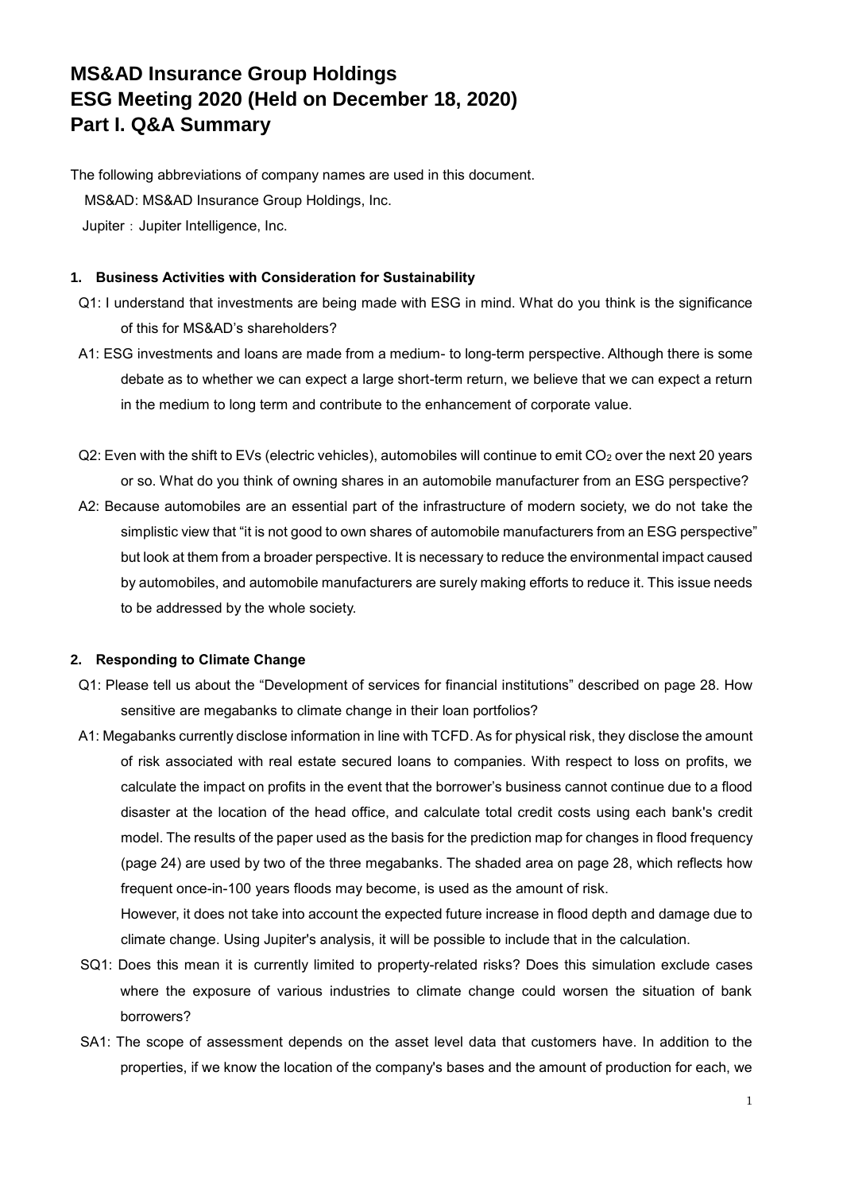# MS&AD Insurance Group Holdings
# ESG Meeting 2020 (Held on December 18, 2020)
# Part I. Q&A Summary

The following abbreviations of company names are used in this document.

MS&AD: MS&AD Insurance Group Holdings, Inc.

Jupiter：Jupiter Intelligence, Inc.

### 1. Business Activities with Consideration for Sustainability

Q1: I understand that investments are being made with ESG in mind. What do you think is the significance of this for MS&AD's shareholders?

A1: ESG investments and loans are made from a medium- to long-term perspective. Although there is some debate as to whether we can expect a large short-term return, we believe that we can expect a return in the medium to long term and contribute to the enhancement of corporate value.

Q2: Even with the shift to EVs (electric vehicles), automobiles will continue to emit $CO_2$ over the next 20 years or so. What do you think of owning shares in an automobile manufacturer from an ESG perspective?

A2: Because automobiles are an essential part of the infrastructure of modern society, we do not take the simplistic view that "it is not good to own shares of automobile manufacturers from an ESG perspective" but look at them from a broader perspective. It is necessary to reduce the environmental impact caused by automobiles, and automobile manufacturers are surely making efforts to reduce it. This issue needs to be addressed by the whole society.

### 2. Responding to Climate Change

Q1: Please tell us about the "Development of services for financial institutions" described on page 28. How sensitive are megabanks to climate change in their loan portfolios?

A1: Megabanks currently disclose information in line with TCFD. As for physical risk, they disclose the amount of risk associated with real estate secured loans to companies. With respect to loss on profits, we calculate the impact on profits in the event that the borrower's business cannot continue due to a flood disaster at the location of the head office, and calculate total credit costs using each bank's credit model. The results of the paper used as the basis for the prediction map for changes in flood frequency (page 24) are used by two of the three megabanks. The shaded area on page 28, which reflects how frequent once-in-100 years floods may become, is used as the amount of risk.

However, it does not take into account the expected future increase in flood depth and damage due to climate change. Using Jupiter's analysis, it will be possible to include that in the calculation.

SQ1: Does this mean it is currently limited to property-related risks? Does this simulation exclude cases where the exposure of various industries to climate change could worsen the situation of bank borrowers?

SA1: The scope of assessment depends on the asset level data that customers have. In addition to the properties, if we know the location of the company's bases and the amount of production for each, we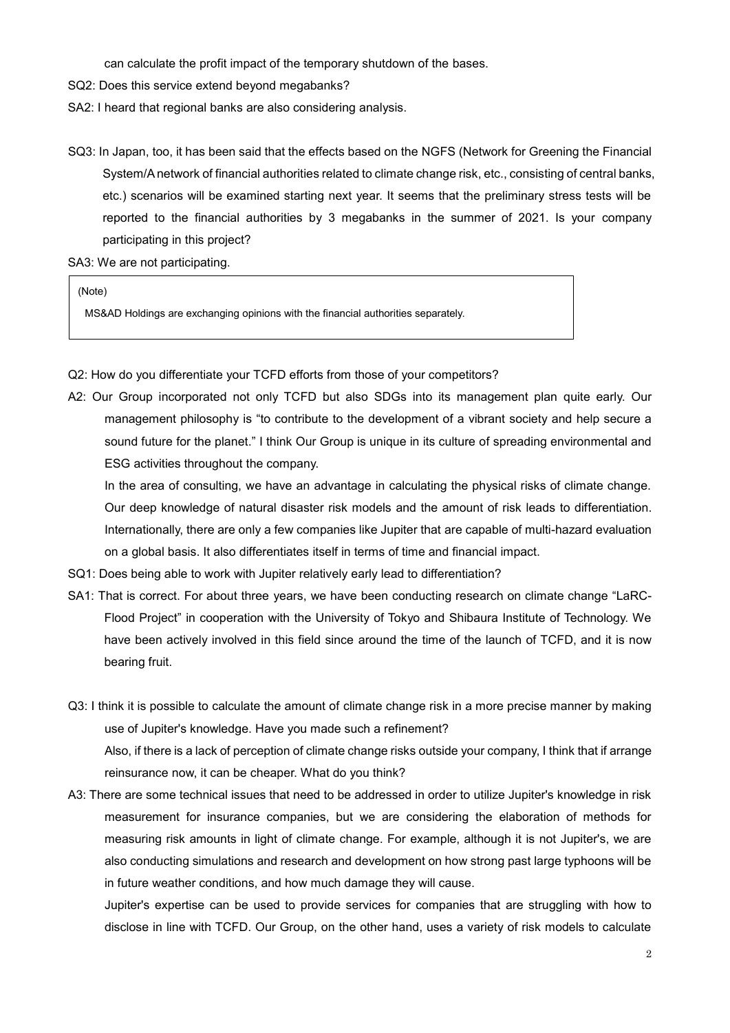can calculate the profit impact of the temporary shutdown of the bases.

SQ2: Does this service extend beyond megabanks?

SA2: I heard that regional banks are also considering analysis.

SQ3: In Japan, too, it has been said that the effects based on the NGFS (Network for Greening the Financial System/A network of financial authorities related to climate change risk, etc., consisting of central banks, etc.) scenarios will be examined starting next year. It seems that the preliminary stress tests will be reported to the financial authorities by 3 megabanks in the summer of 2021. Is your company participating in this project?

SA3: We are not participating.

> (Note)
>
> MS&AD Holdings are exchanging opinions with the financial authorities separately.

Q2: How do you differentiate your TCFD efforts from those of your competitors?

A2: Our Group incorporated not only TCFD but also SDGs into its management plan quite early. Our management philosophy is "to contribute to the development of a vibrant society and help secure a sound future for the planet." I think Our Group is unique in its culture of spreading environmental and ESG activities throughout the company.

In the area of consulting, we have an advantage in calculating the physical risks of climate change. Our deep knowledge of natural disaster risk models and the amount of risk leads to differentiation. Internationally, there are only a few companies like Jupiter that are capable of multi-hazard evaluation on a global basis. It also differentiates itself in terms of time and financial impact.

SQ1: Does being able to work with Jupiter relatively early lead to differentiation?

SA1: That is correct. For about three years, we have been conducting research on climate change "LaRC-Flood Project" in cooperation with the University of Tokyo and Shibaura Institute of Technology. We have been actively involved in this field since around the time of the launch of TCFD, and it is now bearing fruit.

Q3: I think it is possible to calculate the amount of climate change risk in a more precise manner by making use of Jupiter's knowledge. Have you made such a refinement?

Also, if there is a lack of perception of climate change risks outside your company, I think that if arrange reinsurance now, it can be cheaper. What do you think?

A3: There are some technical issues that need to be addressed in order to utilize Jupiter's knowledge in risk measurement for insurance companies, but we are considering the elaboration of methods for measuring risk amounts in light of climate change. For example, although it is not Jupiter's, we are also conducting simulations and research and development on how strong past large typhoons will be in future weather conditions, and how much damage they will cause.

Jupiter's expertise can be used to provide services for companies that are struggling with how to disclose in line with TCFD. Our Group, on the other hand, uses a variety of risk models to calculate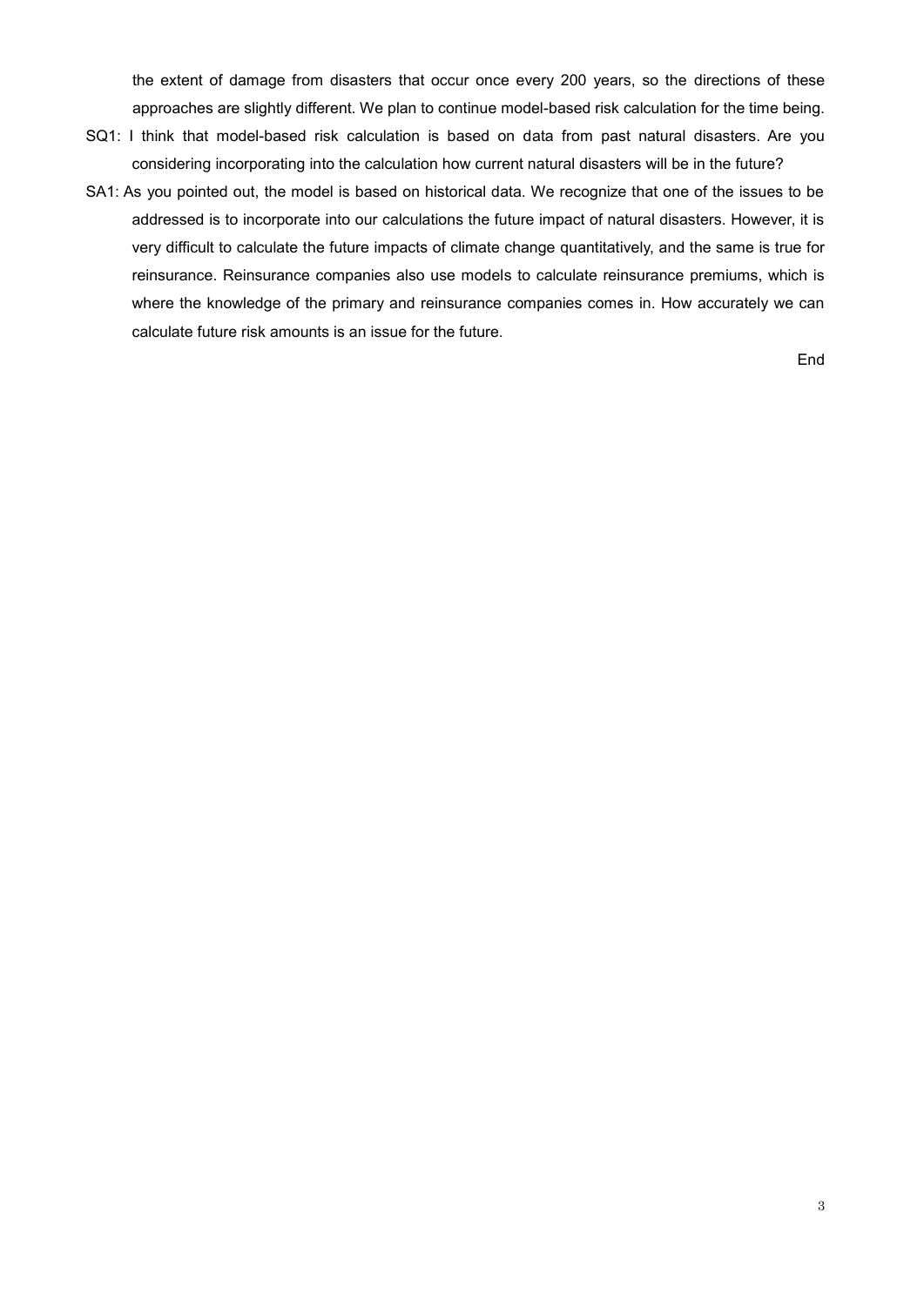the extent of damage from disasters that occur once every 200 years, so the directions of these approaches are slightly different. We plan to continue model-based risk calculation for the time being.

SQ1: I think that model-based risk calculation is based on data from past natural disasters. Are you considering incorporating into the calculation how current natural disasters will be in the future?

SA1: As you pointed out, the model is based on historical data. We recognize that one of the issues to be addressed is to incorporate into our calculations the future impact of natural disasters. However, it is very difficult to calculate the future impacts of climate change quantitatively, and the same is true for reinsurance. Reinsurance companies also use models to calculate reinsurance premiums, which is where the knowledge of the primary and reinsurance companies comes in. How accurately we can calculate future risk amounts is an issue for the future.

End